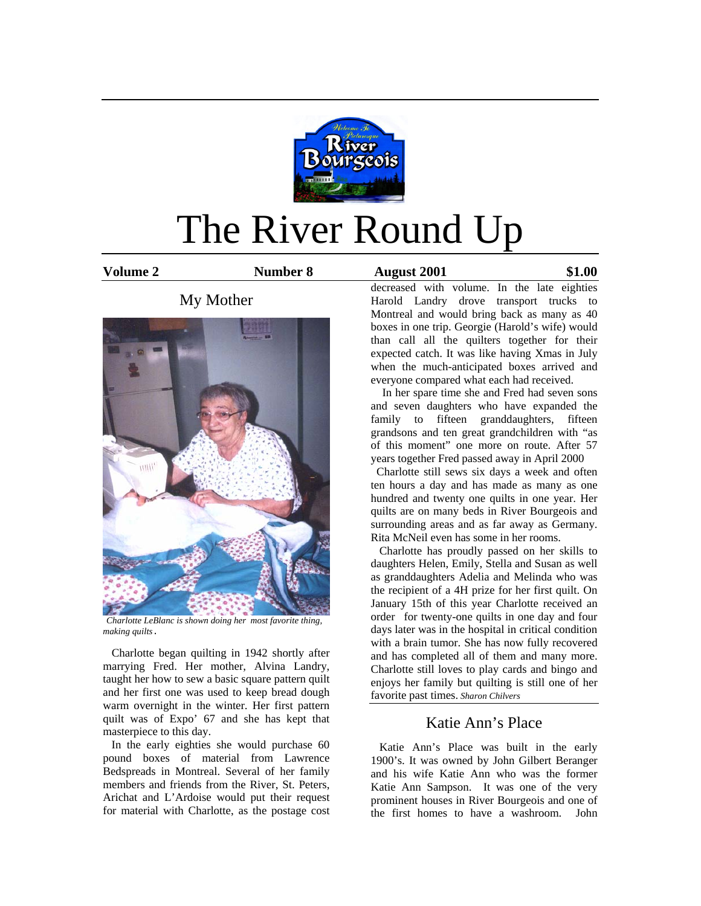# The River Round Up

**Volume 2** **Number 8** **August 2001** **$1.00**

## My Mother

*Charlotte LeBlanc is shown doing her most favorite thing, making quilts*.

Charlotte began quilting in 1942 shortly after marrying Fred. Her mother, Alvina Landry, taught her how to sew a basic square pattern quilt and her first one was used to keep bread dough warm overnight in the winter. Her first pattern quilt was of Expo' 67 and she has kept that masterpiece to this day.

In the early eighties she would purchase 60 pound boxes of material from Lawrence Bedspreads in Montreal. Several of her family members and friends from the River, St. Peters, Arichat and L'Ardoise would put their request for material with Charlotte, as the postage cost decreased with volume. In the late eighties Harold Landry drove transport trucks to Montreal and would bring back as many as 40 boxes in one trip. Georgie (Harold's wife) would than call all the quilters together for their expected catch. It was like having Xmas in July when the much-anticipated boxes arrived and everyone compared what each had received.

In her spare time she and Fred had seven sons and seven daughters who have expanded the family to fifteen granddaughters, fifteen grandsons and ten great grandchildren with "as of this moment" one more on route. After 57 years together Fred passed away in April 2000

Charlotte still sews six days a week and often ten hours a day and has made as many as one hundred and twenty one quilts in one year. Her quilts are on many beds in River Bourgeois and surrounding areas and as far away as Germany. Rita McNeil even has some in her rooms.

Charlotte has proudly passed on her skills to daughters Helen, Emily, Stella and Susan as well as granddaughters Adelia and Melinda who was the recipient of a 4H prize for her first quilt. On January 15th of this year Charlotte received an order for twenty-one quilts in one day and four days later was in the hospital in critical condition with a brain tumor. She has now fully recovered and has completed all of them and many more. Charlotte still loves to play cards and bingo and enjoys her family but quilting is still one of her favorite past times. *Sharon Chilvers*

## Katie Ann's Place

Katie Ann's Place was built in the early 1900's. It was owned by John Gilbert Beranger and his wife Katie Ann who was the former Katie Ann Sampson. It was one of the very prominent houses in River Bourgeois and one of the first homes to have a washroom. John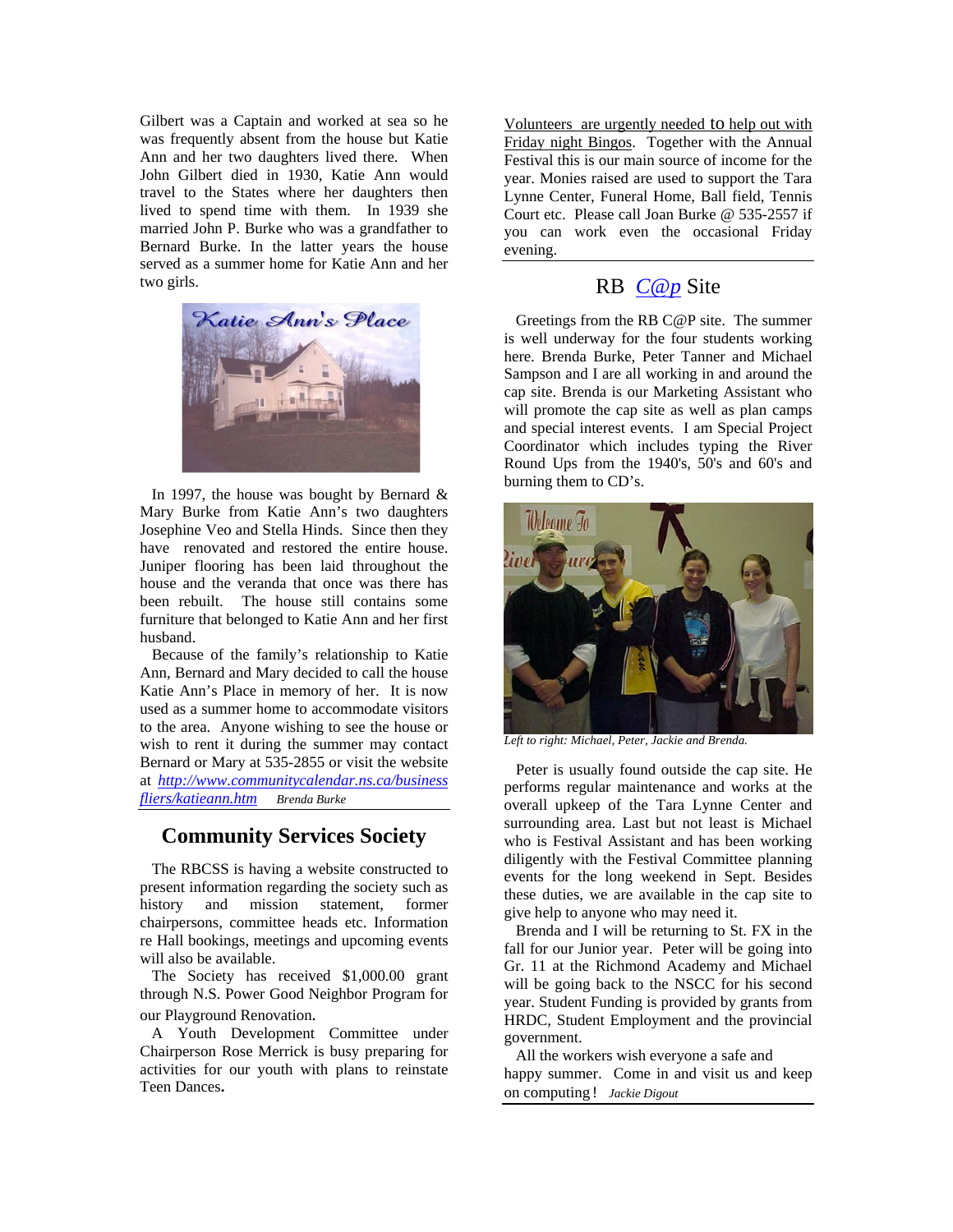Gilbert was a Captain and worked at sea so he was frequently absent from the house but Katie Ann and her two daughters lived there. When John Gilbert died in 1930, Katie Ann would travel to the States where her daughters then lived to spend time with them. In 1939 she married John P. Burke who was a grandfather to Bernard Burke. In the latter years the house served as a summer home for Katie Ann and her two girls.

In 1997, the house was bought by Bernard & Mary Burke from Katie Ann's two daughters Josephine Veo and Stella Hinds. Since then they have renovated and restored the entire house. Juniper flooring has been laid throughout the house and the veranda that once was there has been rebuilt. The house still contains some furniture that belonged to Katie Ann and her first husband.

Because of the family's relationship to Katie Ann, Bernard and Mary decided to call the house Katie Ann's Place in memory of her. It is now used as a summer home to accommodate visitors to the area. Anyone wishing to see the house or wish to rent it during the summer may contact Bernard or Mary at 535-2855 or visit the website at *http://www.communitycalendar.ns.ca/business fliers/katieann.htm* *Brenda Burke*

## Community Services Society

The RBCSS is having a website constructed to present information regarding the society such as history and mission statement, former chairpersons, committee heads etc. Information re Hall bookings, meetings and upcoming events will also be available.

The Society has received $1,000.00 grant through N.S. Power Good Neighbor Program for our Playground Renovation**.**

A Youth Development Committee under Chairperson Rose Merrick is busy preparing for activities for our youth with plans to reinstate Teen Dances**.**

Volunteers are urgently needed to help out with Friday night Bingos. Together with the Annual Festival this is our main source of income for the year. Monies raised are used to support the Tara Lynne Center, Funeral Home, Ball field, Tennis Court etc. Please call Joan Burke @ 535-2557 if you can work even the occasional Friday evening.

## RB *C@p* Site

Greetings from the RB C@P site. The summer is well underway for the four students working here. Brenda Burke, Peter Tanner and Michael Sampson and I are all working in and around the cap site. Brenda is our Marketing Assistant who will promote the cap site as well as plan camps and special interest events. I am Special Project Coordinator which includes typing the River Round Ups from the 1940's, 50's and 60's and burning them to CD's.

*Left to right: Michael, Peter, Jackie and Brenda.*

Peter is usually found outside the cap site. He performs regular maintenance and works at the overall upkeep of the Tara Lynne Center and surrounding area. Last but not least is Michael who is Festival Assistant and has been working diligently with the Festival Committee planning events for the long weekend in Sept. Besides these duties, we are available in the cap site to give help to anyone who may need it.

Brenda and I will be returning to St. FX in the fall for our Junior year. Peter will be going into Gr. 11 at the Richmond Academy and Michael will be going back to the NSCC for his second year. Student Funding is provided by grants from HRDC, Student Employment and the provincial government.

All the workers wish everyone a safe and happy summer. Come in and visit us and keep on computing! *Jackie Digout*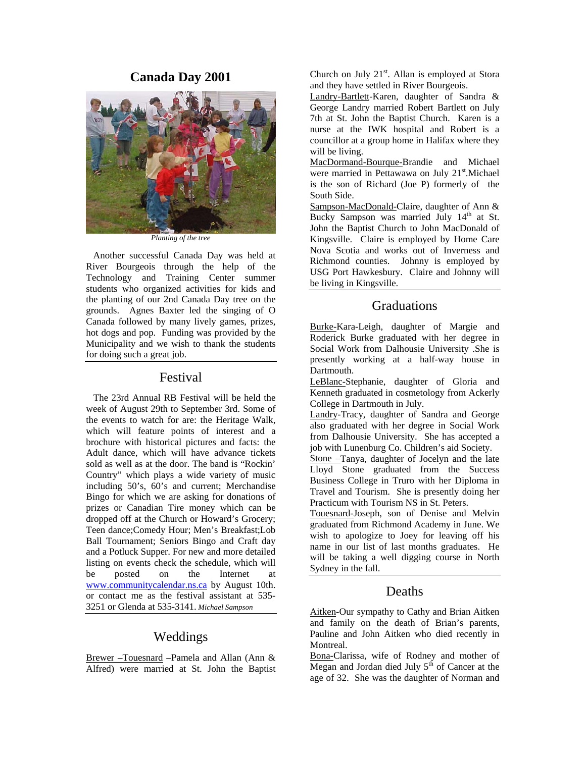## Canada Day 2001

*Planting of the tree*

Another successful Canada Day was held at River Bourgeois through the help of the Technology and Training Center summer students who organized activities for kids and the planting of our 2nd Canada Day tree on the grounds. Agnes Baxter led the singing of O Canada followed by many lively games, prizes, hot dogs and pop. Funding was provided by the Municipality and we wish to thank the students for doing such a great job.

## Festival

The 23rd Annual RB Festival will be held the week of August 29th to September 3rd. Some of the events to watch for are: the Heritage Walk, which will feature points of interest and a brochure with historical pictures and facts: the Adult dance, which will have advance tickets sold as well as at the door. The band is "Rockin' Country" which plays a wide variety of music including 50's, 60's and current; Merchandise Bingo for which we are asking for donations of prizes or Canadian Tire money which can be dropped off at the Church or Howard's Grocery; Teen dance;Comedy Hour; Men's Breakfast;Lob Ball Tournament; Seniors Bingo and Craft day and a Potluck Supper. For new and more detailed listing on events check the schedule, which will be posted on the Internet at www.communitycalendar.ns.ca by August 10th. or contact me as the festival assistant at 535-3251 or Glenda at 535-3141. *Michael Sampson*

## Weddings

Brewer –Touesnard –Pamela and Allan (Ann & Alfred) were married at St. John the Baptist Church on July 21st. Allan is employed at Stora and they have settled in River Bourgeois.

Landry-Bartlett-Karen, daughter of Sandra & George Landry married Robert Bartlett on July 7th at St. John the Baptist Church. Karen is a nurse at the IWK hospital and Robert is a councillor at a group home in Halifax where they will be living.

MacDormand-Bourque-Brandie and Michael were married in Pettawawa on July 21st.Michael is the son of Richard (Joe P) formerly of the South Side.

Sampson-MacDonald-Claire, daughter of Ann & Bucky Sampson was married July 14th at St. John the Baptist Church to John MacDonald of Kingsville. Claire is employed by Home Care Nova Scotia and works out of Inverness and Richmond counties. Johnny is employed by USG Port Hawkesbury. Claire and Johnny will be living in Kingsville.

## Graduations

Burke-Kara-Leigh, daughter of Margie and Roderick Burke graduated with her degree in Social Work from Dalhousie University .She is presently working at a half-way house in Dartmouth.

LeBlanc-Stephanie, daughter of Gloria and Kenneth graduated in cosmetology from Ackerly College in Dartmouth in July.

Landry-Tracy, daughter of Sandra and George also graduated with her degree in Social Work from Dalhousie University. She has accepted a job with Lunenburg Co. Children's aid Society.

Stone –Tanya, daughter of Jocelyn and the late Lloyd Stone graduated from the Success Business College in Truro with her Diploma in Travel and Tourism. She is presently doing her Practicum with Tourism NS in St. Peters.

Touesnard-Joseph, son of Denise and Melvin graduated from Richmond Academy in June. We wish to apologize to Joey for leaving off his name in our list of last months graduates. He will be taking a well digging course in North Sydney in the fall.

## Deaths

Aitken-Our sympathy to Cathy and Brian Aitken and family on the death of Brian's parents, Pauline and John Aitken who died recently in Montreal.

Bona-Clarissa, wife of Rodney and mother of Megan and Jordan died July 5th of Cancer at the age of 32. She was the daughter of Norman and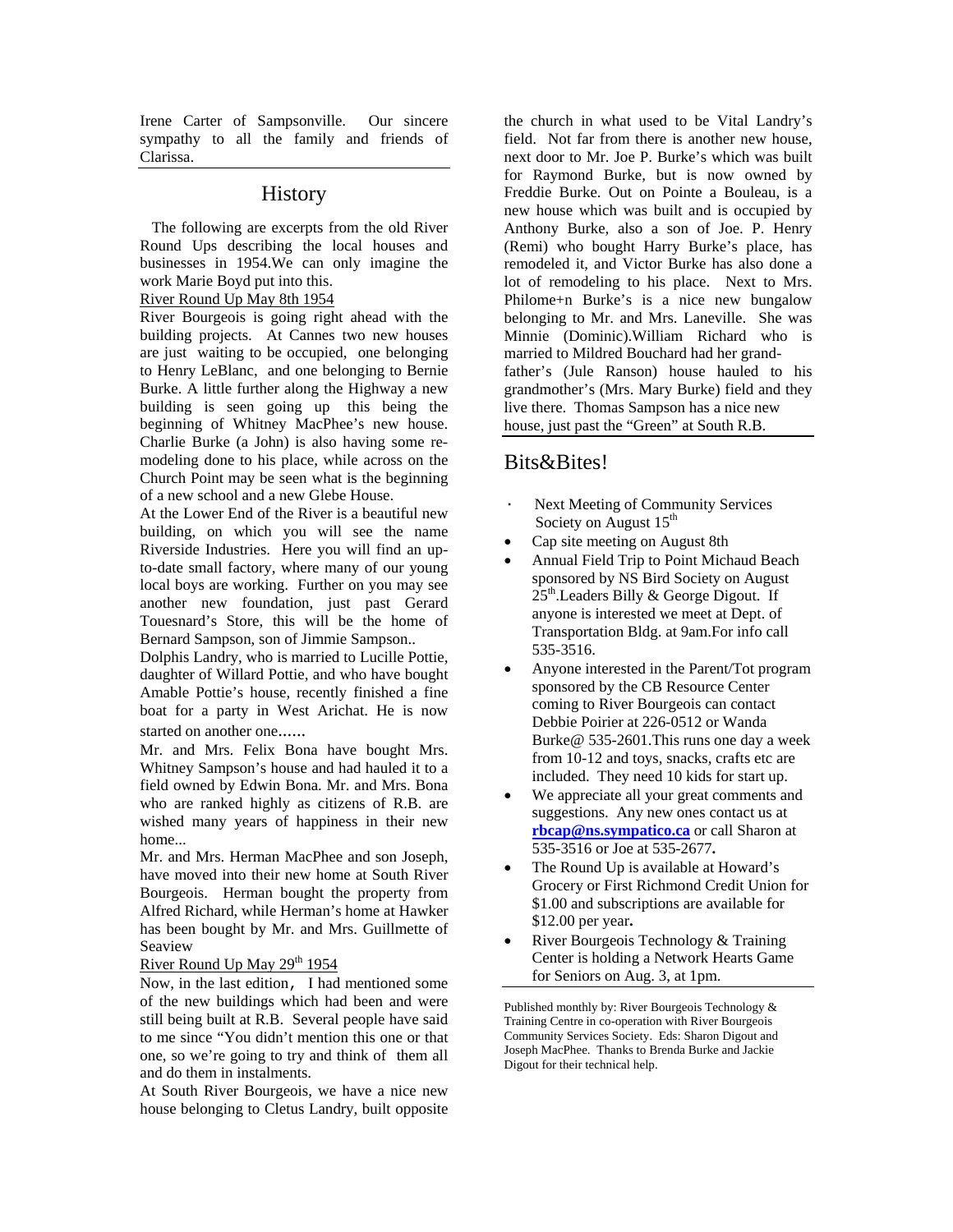Irene Carter of Sampsonville. Our sincere sympathy to all the family and friends of Clarissa.

## History

The following are excerpts from the old River Round Ups describing the local houses and businesses in 1954.We can only imagine the work Marie Boyd put into this.

River Round Up May 8th 1954

River Bourgeois is going right ahead with the building projects. At Cannes two new houses are just waiting to be occupied, one belonging to Henry LeBlanc, and one belonging to Bernie Burke. A little further along the Highway a new building is seen going up this being the beginning of Whitney MacPhee's new house. Charlie Burke (a John) is also having some re-modeling done to his place, while across on the Church Point may be seen what is the beginning of a new school and a new Glebe House.

At the Lower End of the River is a beautiful new building, on which you will see the name Riverside Industries. Here you will find an up-to-date small factory, where many of our young local boys are working. Further on you may see another new foundation, just past Gerard Touesnard's Store, this will be the home of Bernard Sampson, son of Jimmie Sampson..

Dolphis Landry, who is married to Lucille Pottie, daughter of Willard Pottie, and who have bought Amable Pottie's house, recently finished a fine boat for a party in West Arichat. He is now started on another one……

Mr. and Mrs. Felix Bona have bought Mrs. Whitney Sampson's house and had hauled it to a field owned by Edwin Bona. Mr. and Mrs. Bona who are ranked highly as citizens of R.B. are wished many years of happiness in their new home...

Mr. and Mrs. Herman MacPhee and son Joseph, have moved into their new home at South River Bourgeois. Herman bought the property from Alfred Richard, while Herman's home at Hawker has been bought by Mr. and Mrs. Guillmette of Seaview

River Round Up May 29th 1954

Now, in the last edition, I had mentioned some of the new buildings which had been and were still being built at R.B. Several people have said to me since "You didn't mention this one or that one, so we're going to try and think of them all and do them in instalments.

At South River Bourgeois, we have a nice new house belonging to Cletus Landry, built opposite the church in what used to be Vital Landry's field. Not far from there is another new house, next door to Mr. Joe P. Burke's which was built for Raymond Burke, but is now owned by Freddie Burke. Out on Pointe a Bouleau, is a new house which was built and is occupied by Anthony Burke, also a son of Joe. P. Henry (Remi) who bought Harry Burke's place, has remodeled it, and Victor Burke has also done a lot of remodeling to his place. Next to Mrs. Philome+n Burke's is a nice new bungalow belonging to Mr. and Mrs. Laneville. She was Minnie (Dominic).William Richard who is married to Mildred Bouchard had her grand-father's (Jule Ranson) house hauled to his grandmother's (Mrs. Mary Burke) field and they live there. Thomas Sampson has a nice new house, just past the "Green" at South R.B.

## Bits&Bites!

- Next Meeting of Community Services Society on August 15th
- Cap site meeting on August 8th
- Annual Field Trip to Point Michaud Beach sponsored by NS Bird Society on August 25th.Leaders Billy & George Digout. If anyone is interested we meet at Dept. of Transportation Bldg. at 9am.For info call 535-3516.
- Anyone interested in the Parent/Tot program sponsored by the CB Resource Center coming to River Bourgeois can contact Debbie Poirier at 226-0512 or Wanda Burke@ 535-2601.This runs one day a week from 10-12 and toys, snacks, crafts etc are included. They need 10 kids for start up.
- We appreciate all your great comments and suggestions. Any new ones contact us at **rbcap@ns.sympatico.ca** or call Sharon at 535-3516 or Joe at 535-2677.
- The Round Up is available at Howard's Grocery or First Richmond Credit Union for $1.00 and subscriptions are available for $12.00 per year.
- River Bourgeois Technology & Training Center is holding a Network Hearts Game for Seniors on Aug. 3, at 1pm.

Published monthly by: River Bourgeois Technology & Training Centre in co-operation with River Bourgeois Community Services Society. Eds: Sharon Digout and Joseph MacPhee. Thanks to Brenda Burke and Jackie Digout for their technical help.